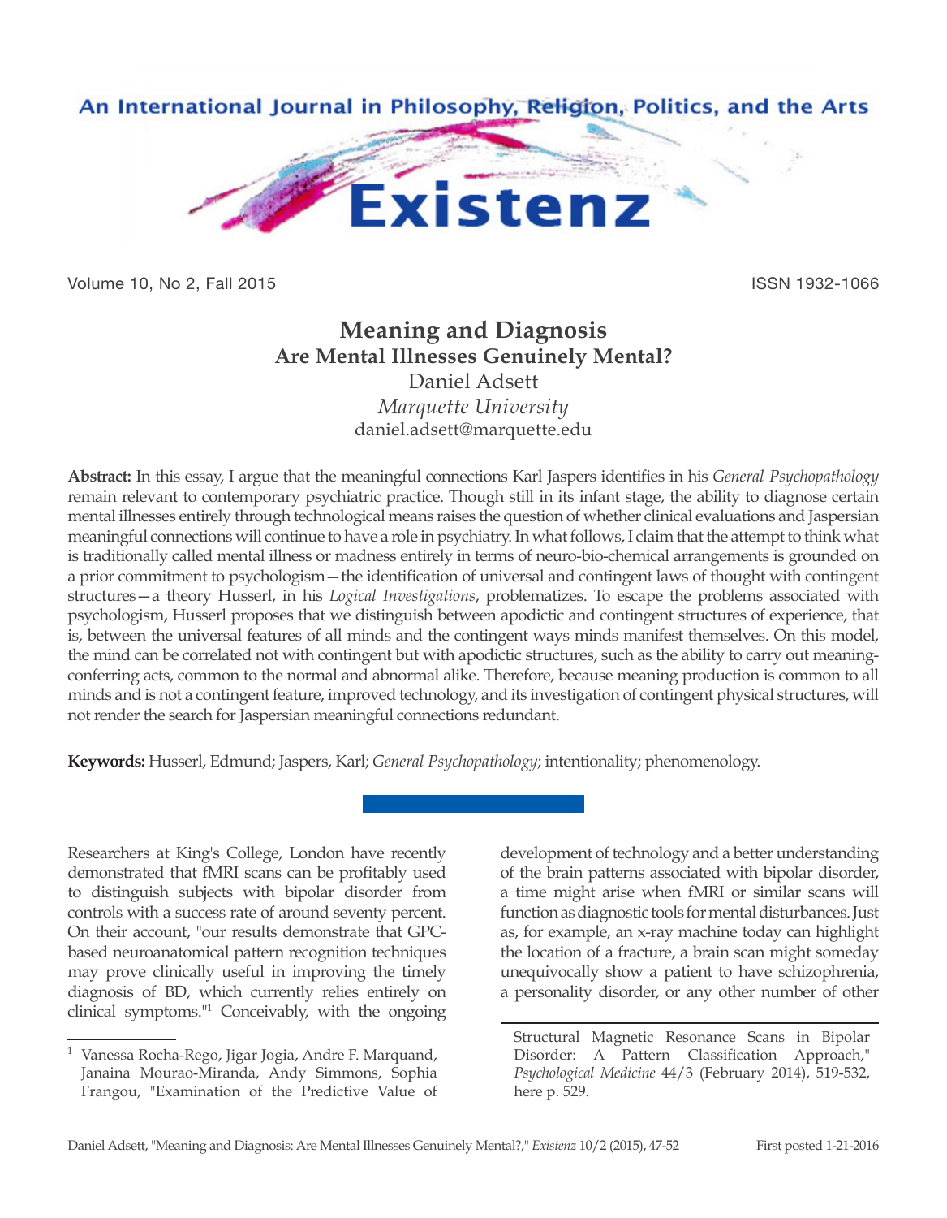# Meaning and Diagnosis

## Are Mental Illnesses Genuinely Mental?

Daniel Adsett

*Marquette University*

daniel.adsett@marquette.edu

**Abstract:** In this essay, I argue that the meaningful connections Karl Jaspers identifies in his *General Psychopathology* remain relevant to contemporary psychiatric practice. Though still in its infant stage, the ability to diagnose certain mental illnesses entirely through technological means raises the question of whether clinical evaluations and Jaspersian meaningful connections will continue to have a role in psychiatry. In what follows, I claim that the attempt to think what is traditionally called mental illness or madness entirely in terms of neuro-bio-chemical arrangements is grounded on a prior commitment to psychologism—the identification of universal and contingent laws of thought with contingent structures—a theory Husserl, in his *Logical Investigations*, problematizes. To escape the problems associated with psychologism, Husserl proposes that we distinguish between apodictic and contingent structures of experience, that is, between the universal features of all minds and the contingent ways minds manifest themselves. On this model, the mind can be correlated not with contingent but with apodictic structures, such as the ability to carry out meaning-conferring acts, common to the normal and abnormal alike. Therefore, because meaning production is common to all minds and is not a contingent feature, improved technology, and its investigation of contingent physical structures, will not render the search for Jaspersian meaningful connections redundant.

**Keywords:** Husserl, Edmund; Jaspers, Karl; *General Psychopathology*; intentionality; phenomenology.

Researchers at King's College, London have recently demonstrated that fMRI scans can be profitably used to distinguish subjects with bipolar disorder from controls with a success rate of around seventy percent. On their account, "our results demonstrate that GPC-based neuroanatomical pattern recognition techniques may prove clinically useful in improving the timely diagnosis of BD, which currently relies entirely on clinical symptoms."[1] Conceivably, with the ongoing development of technology and a better understanding of the brain patterns associated with bipolar disorder, a time might arise when fMRI or similar scans will function as diagnostic tools for mental disturbances. Just as, for example, an x-ray machine today can highlight the location of a fracture, a brain scan might someday unequivocally show a patient to have schizophrenia, a personality disorder, or any other number of other

---

[1] Vanessa Rocha-Rego, Jigar Jogia, Andre F. Marquand, Janaina Mourao-Miranda, Andy Simmons, Sophia Frangou, "Examination of the Predictive Value of Structural Magnetic Resonance Scans in Bipolar Disorder: A Pattern Classification Approach," *Psychological Medicine* 44/3 (February 2014), 519-532, here p. 529.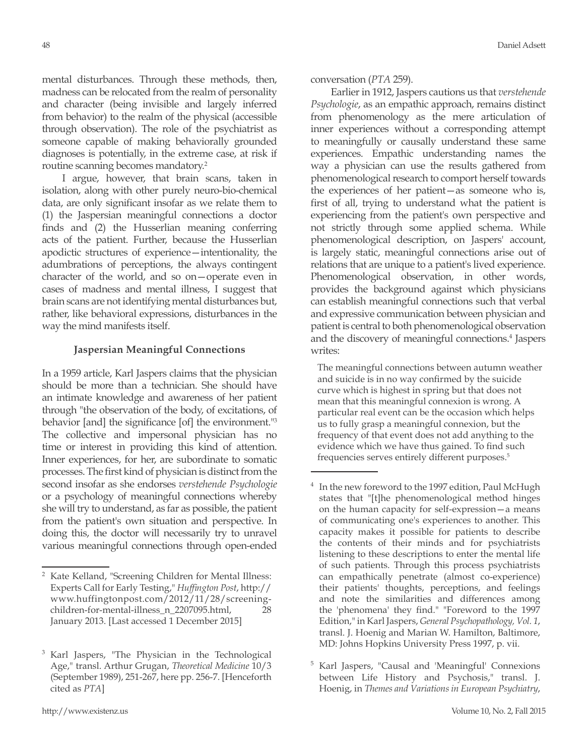mental disturbances. Through these methods, then, madness can be relocated from the realm of personality and character (being invisible and largely inferred from behavior) to the realm of the physical (accessible through observation). The role of the psychiatrist as someone capable of making behaviorally grounded diagnoses is potentially, in the extreme case, at risk if routine scanning becomes mandatory.[2]

I argue, however, that brain scans, taken in isolation, along with other purely neuro-bio-chemical data, are only significant insofar as we relate them to (1) the Jaspersian meaningful connections a doctor finds and (2) the Husserlian meaning conferring acts of the patient. Further, because the Husserlian apodictic structures of experience—intentionality, the adumbrations of perceptions, the always contingent character of the world, and so on—operate even in cases of madness and mental illness, I suggest that brain scans are not identifying mental disturbances but, rather, like behavioral expressions, disturbances in the way the mind manifests itself.

### Jaspersian Meaningful Connections

In a 1959 article, Karl Jaspers claims that the physician should be more than a technician. She should have an intimate knowledge and awareness of her patient through "the observation of the body, of excitations, of behavior [and] the significance [of] the environment."[3] The collective and impersonal physician has no time or interest in providing this kind of attention. Inner experiences, for her, are subordinate to somatic processes. The first kind of physician is distinct from the second insofar as she endorses *verstehende Psychologie* or a psychology of meaningful connections whereby she will try to understand, as far as possible, the patient from the patient's own situation and perspective. In doing this, the doctor will necessarily try to unravel various meaningful connections through open-ended conversation (*PTA* 259).

Earlier in 1912, Jaspers cautions us that *verstehende Psychologie*, as an empathic approach, remains distinct from phenomenology as the mere articulation of inner experiences without a corresponding attempt to meaningfully or causally understand these same experiences. Empathic understanding names the way a physician can use the results gathered from phenomenological research to comport herself towards the experiences of her patient—as someone who is, first of all, trying to understand what the patient is experiencing from the patient's own perspective and not strictly through some applied schema. While phenomenological description, on Jaspers' account, is largely static, meaningful connections arise out of relations that are unique to a patient's lived experience. Phenomenological observation, in other words, provides the background against which physicians can establish meaningful connections such that verbal and expressive communication between physician and patient is central to both phenomenological observation and the discovery of meaningful connections.[4] Jaspers writes:

> The meaningful connections between autumn weather and suicide is in no way confirmed by the suicide curve which is highest in spring but that does not mean that this meaningful connexion is wrong. A particular real event can be the occasion which helps us to fully grasp a meaningful connexion, but the frequency of that event does not add anything to the evidence which we have thus gained. To find such frequencies serves entirely different purposes.[5]

---

[2] Kate Kelland, "Screening Children for Mental Illness: Experts Call for Early Testing," *Huffington Post*, http://www.huffingtonpost.com/2012/11/28/screening-children-for-mental-illness_n_2207095.html, 28 January 2013. [Last accessed 1 December 2015]

[3] Karl Jaspers, "The Physician in the Technological Age," transl. Arthur Grugan, *Theoretical Medicine* 10/3 (September 1989), 251-267, here pp. 256-7. [Henceforth cited as *PTA*]

[4] In the new foreword to the 1997 edition, Paul McHugh states that "[t]he phenomenological method hinges on the human capacity for self-expression—a means of communicating one's experiences to another. This capacity makes it possible for patients to describe the contents of their minds and for psychiatrists listening to these descriptions to enter the mental life of such patients. Through this process psychiatrists can empathically penetrate (almost co-experience) their patients' thoughts, perceptions, and feelings and note the similarities and differences among the 'phenomena' they find." "Foreword to the 1997 Edition," in Karl Jaspers, *General Psychopathology, Vol. 1*, transl. J. Hoenig and Marian W. Hamilton, Baltimore, MD: Johns Hopkins University Press 1997, p. vii.

[5] Karl Jaspers, "Causal and 'Meaningful' Connexions between Life History and Psychosis," transl. J. Hoenig, in *Themes and Variations in European Psychiatry*,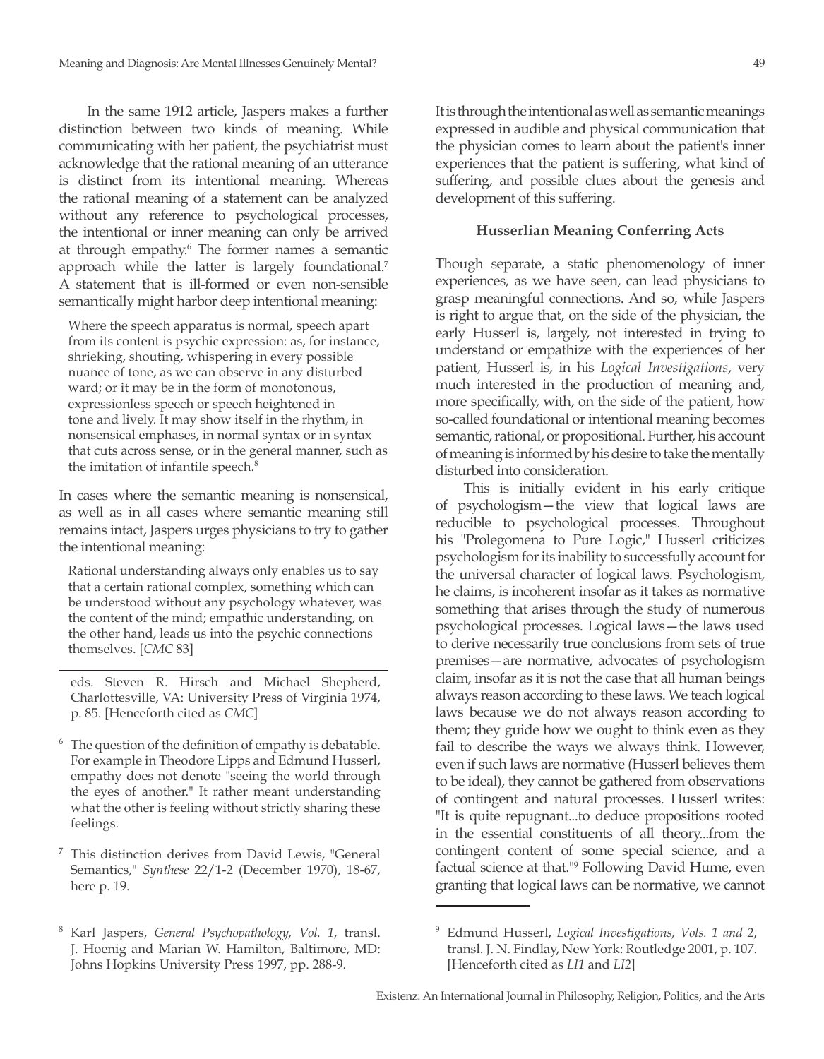In the same 1912 article, Jaspers makes a further distinction between two kinds of meaning. While communicating with her patient, the psychiatrist must acknowledge that the rational meaning of an utterance is distinct from its intentional meaning. Whereas the rational meaning of a statement can be analyzed without any reference to psychological processes, the intentional or inner meaning can only be arrived at through empathy.[6] The former names a semantic approach while the latter is largely foundational.[7] A statement that is ill-formed or even non-sensible semantically might harbor deep intentional meaning:

> Where the speech apparatus is normal, speech apart from its content is psychic expression: as, for instance, shrieking, shouting, whispering in every possible nuance of tone, as we can observe in any disturbed ward; or it may be in the form of monotonous, expressionless speech or speech heightened in tone and lively. It may show itself in the rhythm, in nonsensical emphases, in normal syntax or in syntax that cuts across sense, or in the general manner, such as the imitation of infantile speech.[8]

In cases where the semantic meaning is nonsensical, as well as in all cases where semantic meaning still remains intact, Jaspers urges physicians to try to gather the intentional meaning:

> Rational understanding always only enables us to say that a certain rational complex, something which can be understood without any psychology whatever, was the content of the mind; empathic understanding, on the other hand, leads us into the psychic connections themselves. [*CMC* 83]

It is through the intentional as well as semantic meanings expressed in audible and physical communication that the physician comes to learn about the patient's inner experiences that the patient is suffering, what kind of suffering, and possible clues about the genesis and development of this suffering.

### Husserlian Meaning Conferring Acts

Though separate, a static phenomenology of inner experiences, as we have seen, can lead physicians to grasp meaningful connections. And so, while Jaspers is right to argue that, on the side of the physician, the early Husserl is, largely, not interested in trying to understand or empathize with the experiences of her patient, Husserl is, in his *Logical Investigations*, very much interested in the production of meaning and, more specifically, with, on the side of the patient, how so-called foundational or intentional meaning becomes semantic, rational, or propositional. Further, his account of meaning is informed by his desire to take the mentally disturbed into consideration.

This is initially evident in his early critique of psychologism—the view that logical laws are reducible to psychological processes. Throughout his "Prolegomena to Pure Logic," Husserl criticizes psychologism for its inability to successfully account for the universal character of logical laws. Psychologism, he claims, is incoherent insofar as it takes as normative something that arises through the study of numerous psychological processes. Logical laws—the laws used to derive necessarily true conclusions from sets of true premises—are normative, advocates of psychologism claim, insofar as it is not the case that all human beings always reason according to these laws. We teach logical laws because we do not always reason according to them; they guide how we ought to think even as they fail to describe the ways we always think. However, even if such laws are normative (Husserl believes them to be ideal), they cannot be gathered from observations of contingent and natural processes. Husserl writes: "It is quite repugnant...to deduce propositions rooted in the essential constituents of all theory...from the contingent content of some special science, and a factual science at that."[9] Following David Hume, even granting that logical laws can be normative, we cannot

---

eds. Steven R. Hirsch and Michael Shepherd, Charlottesville, VA: University Press of Virginia 1974, p. 85. [Henceforth cited as *CMC*]

[6] The question of the definition of empathy is debatable. For example in Theodore Lipps and Edmund Husserl, empathy does not denote "seeing the world through the eyes of another." It rather meant understanding what the other is feeling without strictly sharing these feelings.

[7] This distinction derives from David Lewis, "General Semantics," *Synthese* 22/1-2 (December 1970), 18-67, here p. 19.

[8] Karl Jaspers, *General Psychopathology, Vol. 1*, transl. J. Hoenig and Marian W. Hamilton, Baltimore, MD: Johns Hopkins University Press 1997, pp. 288-9.

[9] Edmund Husserl, *Logical Investigations, Vols. 1 and 2*, transl. J. N. Findlay, New York: Routledge 2001, p. 107. [Henceforth cited as *LI1* and *LI2*]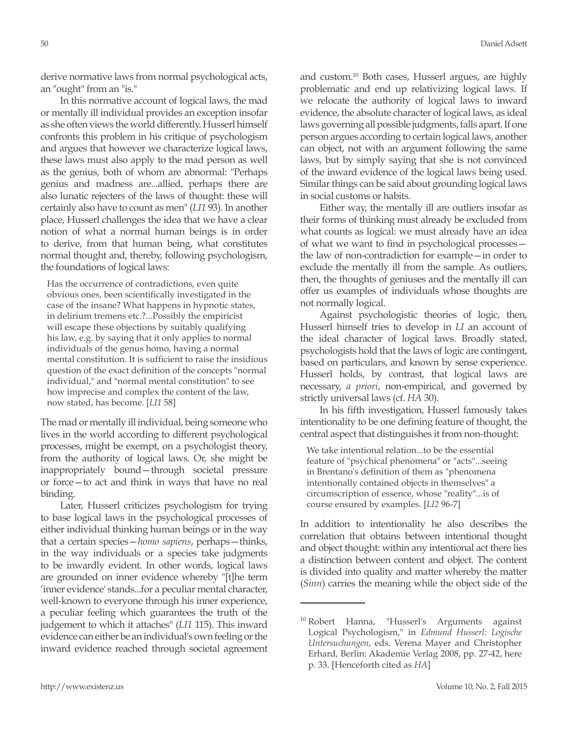derive normative laws from normal psychological acts, an "ought" from an "is."

In this normative account of logical laws, the mad or mentally ill individual provides an exception insofar as she often views the world differently. Husserl himself confronts this problem in his critique of psychologism and argues that however we characterize logical laws, these laws must also apply to the mad person as well as the genius, both of whom are abnormal: "Perhaps genius and madness are...allied, perhaps there are also lunatic rejecters of the laws of thought: these will certainly also have to count as men" (*LI1* 93). In another place, Husserl challenges the idea that we have a clear notion of what a normal human beings is in order to derive, from that human being, what constitutes normal thought and, thereby, following psychologism, the foundations of logical laws:

> Has the occurrence of contradictions, even quite obvious ones, been scientifically investigated in the case of the insane? What happens in hypnotic states, in delirium tremens etc.?...Possibly the empiricist will escape these objections by suitably qualifying his law, e.g. by saying that it only applies to normal individuals of the genus homo, having a normal mental constitution. It is sufficient to raise the insidious question of the exact definition of the concepts "normal individual," and "normal mental constitution" to see how imprecise and complex the content of the law, now stated, has become. [*LI1* 58]

The mad or mentally ill individual, being someone who lives in the world according to different psychological processes, might be exempt, on a psychologist theory, from the authority of logical laws. Or, she might be inappropriately bound—through societal pressure or force—to act and think in ways that have no real binding.

Later, Husserl criticizes psychologism for trying to base logical laws in the psychological processes of either individual thinking human beings or in the way that a certain species—*homo sapiens*, perhaps—thinks, in the way individuals or a species take judgments to be inwardly evident. In other words, logical laws are grounded on inner evidence whereby "[t]he term 'inner evidence' stands...for a peculiar mental character, well-known to everyone through his inner experience, a peculiar feeling which guarantees the truth of the judgement to which it attaches" (*LI1* 115). This inward evidence can either be an individual's own feeling or the inward evidence reached through societal agreement and custom.[10] Both cases, Husserl argues, are highly problematic and end up relativizing logical laws. If we relocate the authority of logical laws to inward evidence, the absolute character of logical laws, as ideal laws governing all possible judgments, falls apart. If one person argues according to certain logical laws, another can object, not with an argument following the same laws, but by simply saying that she is not convinced of the inward evidence of the logical laws being used. Similar things can be said about grounding logical laws in social customs or habits.

Either way, the mentally ill are outliers insofar as their forms of thinking must already be excluded from what counts as logical: we must already have an idea of what we want to find in psychological processes—the law of non-contradiction for example—in order to exclude the mentally ill from the sample. As outliers, then, the thoughts of geniuses and the mentally ill can offer us examples of individuals whose thoughts are not normally logical.

Against psychologistic theories of logic, then, Husserl himself tries to develop in *LI* an account of the ideal character of logical laws. Broadly stated, psychologists hold that the laws of logic are contingent, based on particulars, and known by sense experience. Husserl holds, by contrast, that logical laws are necessary, *a priori*, non-empirical, and governed by strictly universal laws (cf. *HA* 30).

In his fifth investigation, Husserl famously takes intentionality to be one defining feature of thought, the central aspect that distinguishes it from non-thought:

> We take intentional relation...to be the essential feature of "psychical phenomena" or "acts"...seeing in Brentano's definition of them as "phenomena intentionally contained objects in themselves" a circumscription of essence, whose "reality"...is of course ensured by examples. [*LI2* 96-7]

In addition to intentionality he also describes the correlation that obtains between intentional thought and object thought: within any intentional act there lies a distinction between content and object. The content is divided into quality and matter whereby the matter (*Sinn*) carries the meaning while the object side of the

---

[10] Robert Hanna, "Husserl's Arguments against Logical Psychologism," in *Edmund Husserl: Logische Untersuchungen*, eds. Verena Mayer and Christopher Erhard, Berlin: Akademie Verlag 2008, pp. 27-42, here p. 33. [Henceforth cited as *HA*]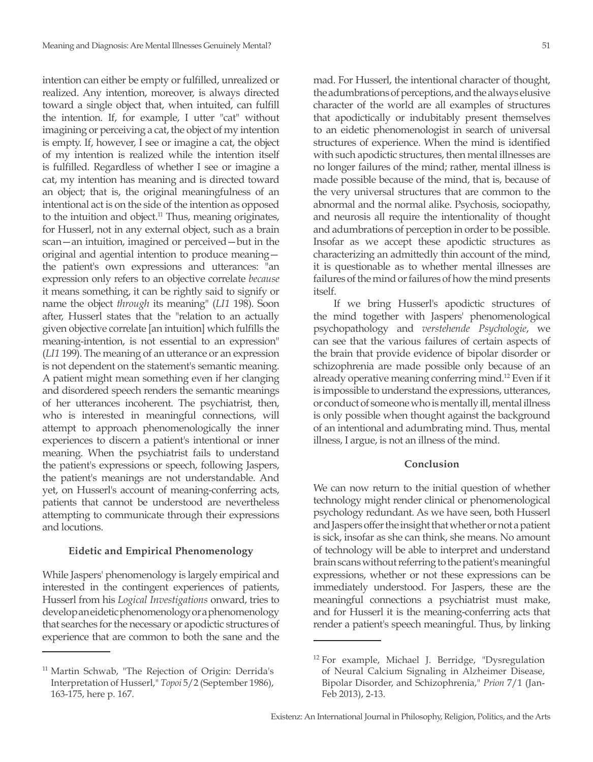intention can either be empty or fulfilled, unrealized or realized. Any intention, moreover, is always directed toward a single object that, when intuited, can fulfill the intention. If, for example, I utter "cat" without imagining or perceiving a cat, the object of my intention is empty. If, however, I see or imagine a cat, the object of my intention is realized while the intention itself is fulfilled. Regardless of whether I see or imagine a cat, my intention has meaning and is directed toward an object; that is, the original meaningfulness of an intentional act is on the side of the intention as opposed to the intuition and object.[11] Thus, meaning originates, for Husserl, not in any external object, such as a brain scan—an intuition, imagined or perceived—but in the original and agential intention to produce meaning—the patient's own expressions and utterances: "an expression only refers to an objective correlate *because* it means something, it can be rightly said to signify or name the object *through* its meaning" (*LI1* 198). Soon after, Husserl states that the "relation to an actually given objective correlate [an intuition] which fulfills the meaning-intention, is not essential to an expression" (*LI1* 199). The meaning of an utterance or an expression is not dependent on the statement's semantic meaning. A patient might mean something even if her clanging and disordered speech renders the semantic meanings of her utterances incoherent. The psychiatrist, then, who is interested in meaningful connections, will attempt to approach phenomenologically the inner experiences to discern a patient's intentional or inner meaning. When the psychiatrist fails to understand the patient's expressions or speech, following Jaspers, the patient's meanings are not understandable. And yet, on Husserl's account of meaning-conferring acts, patients that cannot be understood are nevertheless attempting to communicate through their expressions and locutions.

### Eidetic and Empirical Phenomenology

While Jaspers' phenomenology is largely empirical and interested in the contingent experiences of patients, Husserl from his *Logical Investigations* onward, tries to develop an eidetic phenomenology or a phenomenology that searches for the necessary or apodictic structures of experience that are common to both the sane and the mad. For Husserl, the intentional character of thought, the adumbrations of perceptions, and the always elusive character of the world are all examples of structures that apodictically or indubitably present themselves to an eidetic phenomenologist in search of universal structures of experience. When the mind is identified with such apodictic structures, then mental illnesses are no longer failures of the mind; rather, mental illness is made possible because of the mind, that is, because of the very universal structures that are common to the abnormal and the normal alike. Psychosis, sociopathy, and neurosis all require the intentionality of thought and adumbrations of perception in order to be possible. Insofar as we accept these apodictic structures as characterizing an admittedly thin account of the mind, it is questionable as to whether mental illnesses are failures of the mind or failures of how the mind presents itself.

If we bring Husserl's apodictic structures of the mind together with Jaspers' phenomenological psychopathology and *verstehende Psychologie*, we can see that the various failures of certain aspects of the brain that provide evidence of bipolar disorder or schizophrenia are made possible only because of an already operative meaning conferring mind.[12] Even if it is impossible to understand the expressions, utterances, or conduct of someone who is mentally ill, mental illness is only possible when thought against the background of an intentional and adumbrating mind. Thus, mental illness, I argue, is not an illness of the mind.

### Conclusion

We can now return to the initial question of whether technology might render clinical or phenomenological psychology redundant. As we have seen, both Husserl and Jaspers offer the insight that whether or not a patient is sick, insofar as she can think, she means. No amount of technology will be able to interpret and understand brain scans without referring to the patient's meaningful expressions, whether or not these expressions can be immediately understood. For Jaspers, these are the meaningful connections a psychiatrist must make, and for Husserl it is the meaning-conferring acts that render a patient's speech meaningful. Thus, by linking

---

[11] Martin Schwab, "The Rejection of Origin: Derrida's Interpretation of Husserl," *Topoi* 5/2 (September 1986), 163-175, here p. 167.

[12] For example, Michael J. Berridge, "Dysregulation of Neural Calcium Signaling in Alzheimer Disease, Bipolar Disorder, and Schizophrenia," *Prion* 7/1 (Jan-Feb 2013), 2-13.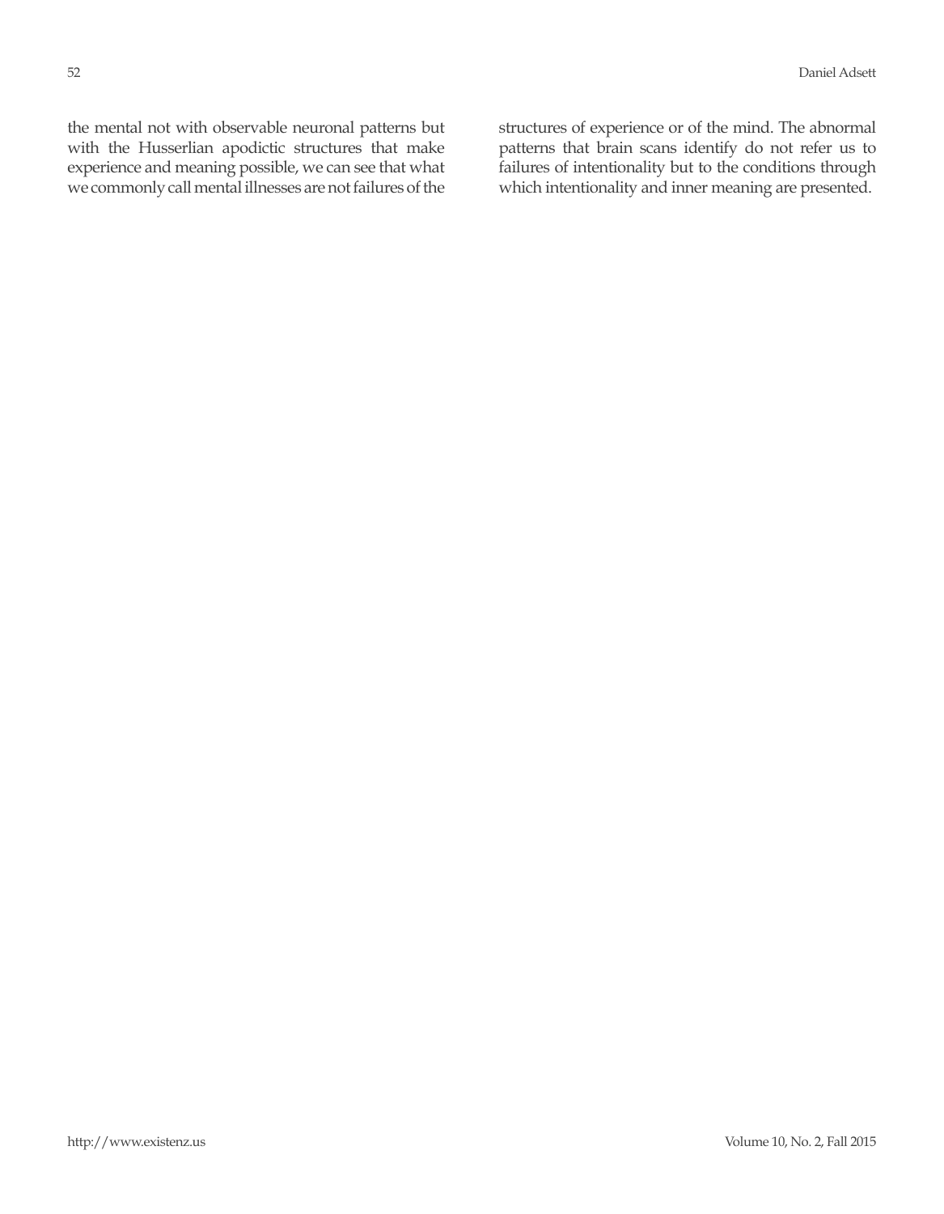the mental not with observable neuronal patterns but with the Husserlian apodictic structures that make experience and meaning possible, we can see that what we commonly call mental illnesses are not failures of the structures of experience or of the mind. The abnormal patterns that brain scans identify do not refer us to failures of intentionality but to the conditions through which intentionality and inner meaning are presented.